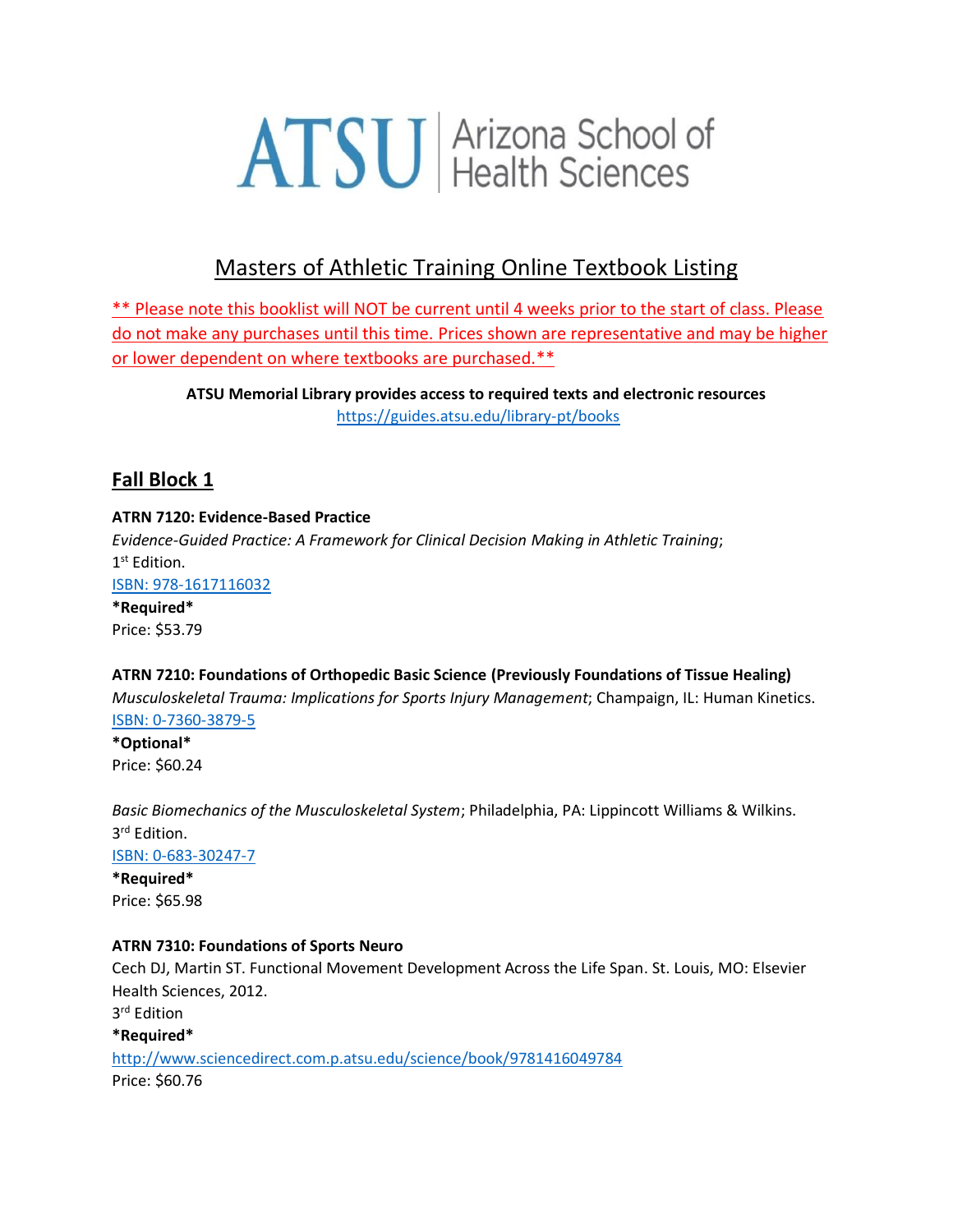ATSU | Arizona School of Health Sciences

# Masters of Athletic Training Online Textbook Listing

** Please note this booklist will NOT be current until 4 weeks prior to the start of class. Please do not make any purchases until this time. Prices shown are representative and may be higher or lower dependent on where textbooks are purchased.**

**ATSU Memorial Library provides access to required texts and electronic resources**
https://guides.atsu.edu/library-pt/books

## Fall Block 1

**ATRN 7120: Evidence-Based Practice**
*Evidence-Guided Practice: A Framework for Clinical Decision Making in Athletic Training*;
1st Edition.
ISBN: 978-1617116032
***Required***
Price: $53.79

**ATRN 7210: Foundations of Orthopedic Basic Science (Previously Foundations of Tissue Healing)**
*Musculoskeletal Trauma: Implications for Sports Injury Management*; Champaign, IL: Human Kinetics.
ISBN: 0-7360-3879-5
***Optional***
Price: $60.24

*Basic Biomechanics of the Musculoskeletal System*; Philadelphia, PA: Lippincott Williams & Wilkins.
3rd Edition.
ISBN: 0-683-30247-7
***Required***
Price: $65.98

**ATRN 7310: Foundations of Sports Neuro**
Cech DJ, Martin ST. Functional Movement Development Across the Life Span. St. Louis, MO: Elsevier Health Sciences, 2012.
3rd Edition
***Required***
http://www.sciencedirect.com.p.atsu.edu/science/book/9781416049784
Price: $60.76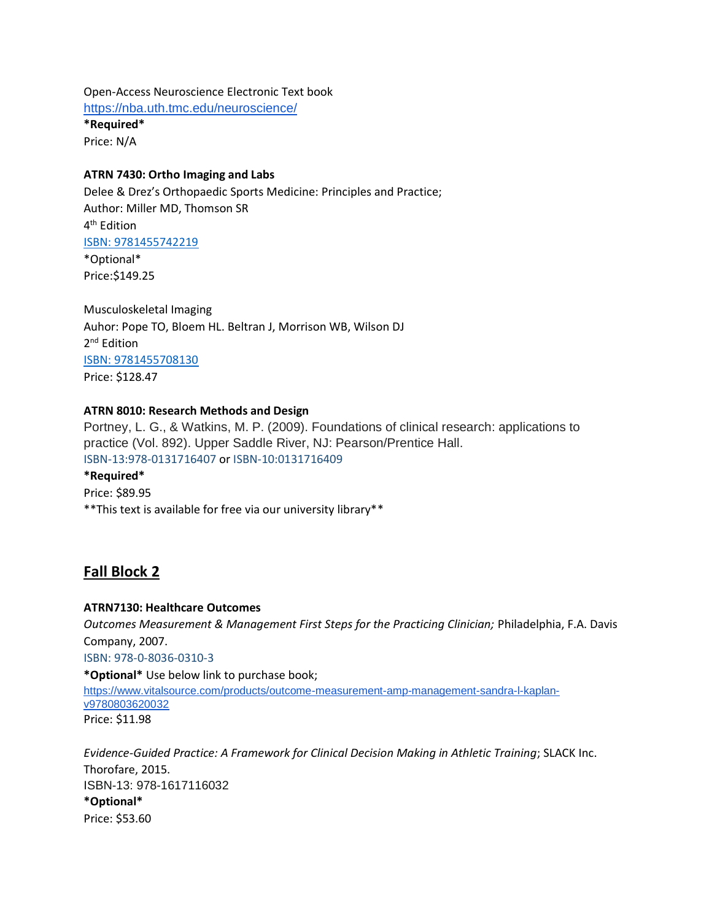Open-Access Neuroscience Electronic Text book
https://nba.uth.tmc.edu/neuroscience/
**\*Required\***
Price: N/A

**ATRN 7430: Ortho Imaging and Labs**
Delee & Drez's Orthopaedic Sports Medicine: Principles and Practice;
Author: Miller MD, Thomson SR
4th Edition
ISBN: 9781455742219
\*Optional\*
Price:$149.25

Musculoskeletal Imaging
Auhor: Pope TO, Bloem HL. Beltran J, Morrison WB, Wilson DJ
2nd Edition
ISBN: 9781455708130
Price: $128.47

**ATRN 8010: Research Methods and Design**
Portney, L. G., & Watkins, M. P. (2009). Foundations of clinical research: applications to practice (Vol. 892). Upper Saddle River, NJ: Pearson/Prentice Hall.
ISBN-13:978-0131716407 or ISBN-10:0131716409
**\*Required\***
Price: $89.95
\*\*This text is available for free via our university library\*\*

## Fall Block 2

**ATRN7130: Healthcare Outcomes**
*Outcomes Measurement & Management First Steps for the Practicing Clinician;* Philadelphia, F.A. Davis Company, 2007.
ISBN: 978-0-8036-0310-3
**\*Optional\*** Use below link to purchase book;
https://www.vitalsource.com/products/outcome-measurement-amp-management-sandra-l-kaplan-v9780803620032
Price: $11.98

*Evidence-Guided Practice: A Framework for Clinical Decision Making in Athletic Training*; SLACK Inc. Thorofare, 2015.
ISBN-13: 978-1617116032
**\*Optional\***
Price: $53.60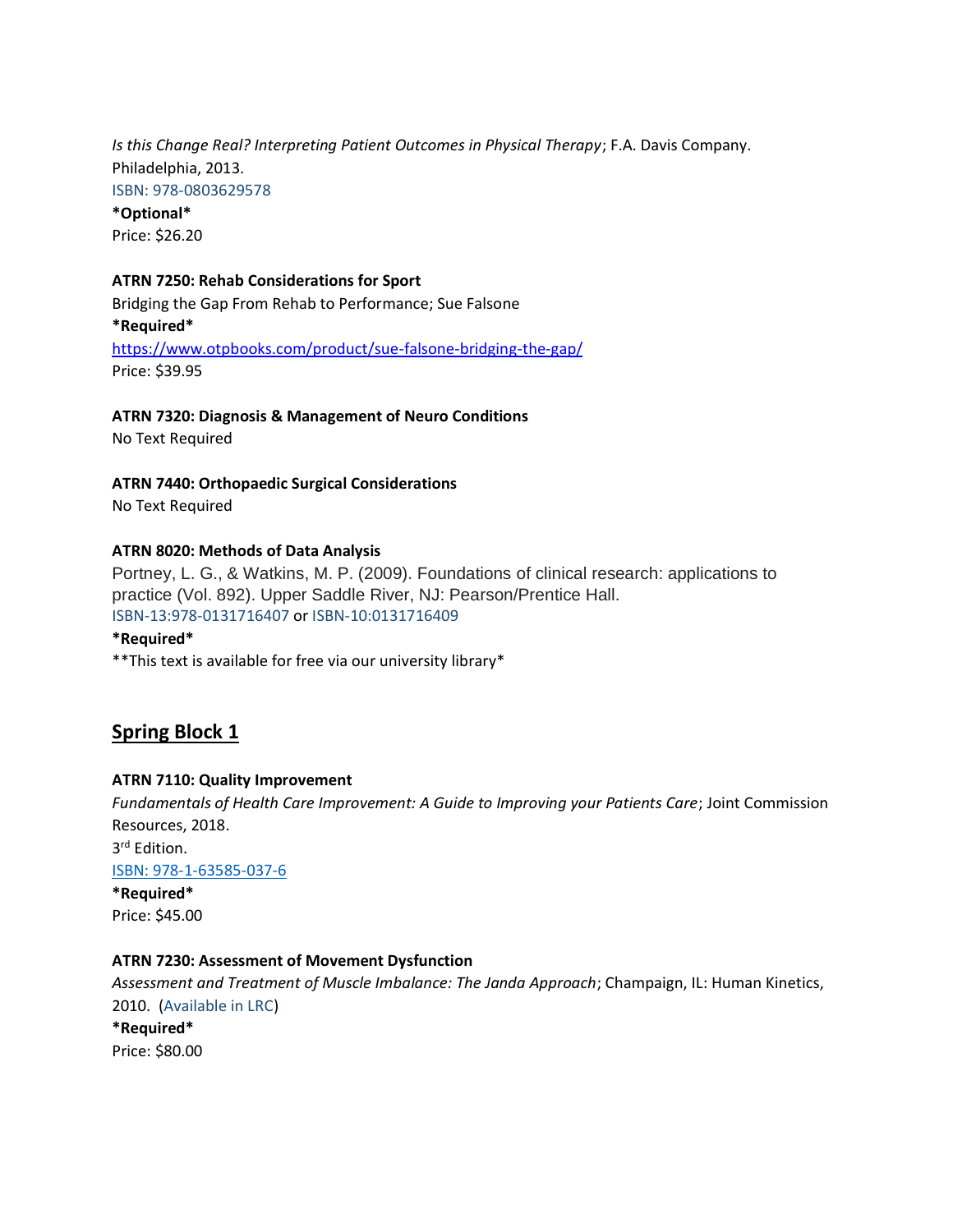*Is this Change Real? Interpreting Patient Outcomes in Physical Therapy*; F.A. Davis Company. Philadelphia, 2013.
ISBN: 978-0803629578
**\*Optional\***
Price: $26.20

**ATRN 7250: Rehab Considerations for Sport**
Bridging the Gap From Rehab to Performance; Sue Falsone
**\*Required\***
https://www.otpbooks.com/product/sue-falsone-bridging-the-gap/
Price: $39.95

**ATRN 7320: Diagnosis & Management of Neuro Conditions**
No Text Required

**ATRN 7440: Orthopaedic Surgical Considerations**
No Text Required

**ATRN 8020: Methods of Data Analysis**
Portney, L. G., & Watkins, M. P. (2009). Foundations of clinical research: applications to practice (Vol. 892). Upper Saddle River, NJ: Pearson/Prentice Hall.
ISBN-13:978-0131716407 or ISBN-10:0131716409
**\*Required\***
\*\*This text is available for free via our university library\*

## Spring Block 1

**ATRN 7110: Quality Improvement**
*Fundamentals of Health Care Improvement: A Guide to Improving your Patients Care*; Joint Commission Resources, 2018.
3rd Edition.
ISBN: 978-1-63585-037-6
**\*Required\***
Price: $45.00

**ATRN 7230: Assessment of Movement Dysfunction**
*Assessment and Treatment of Muscle Imbalance: The Janda Approach*; Champaign, IL: Human Kinetics, 2010. (Available in LRC)
**\*Required\***
Price: $80.00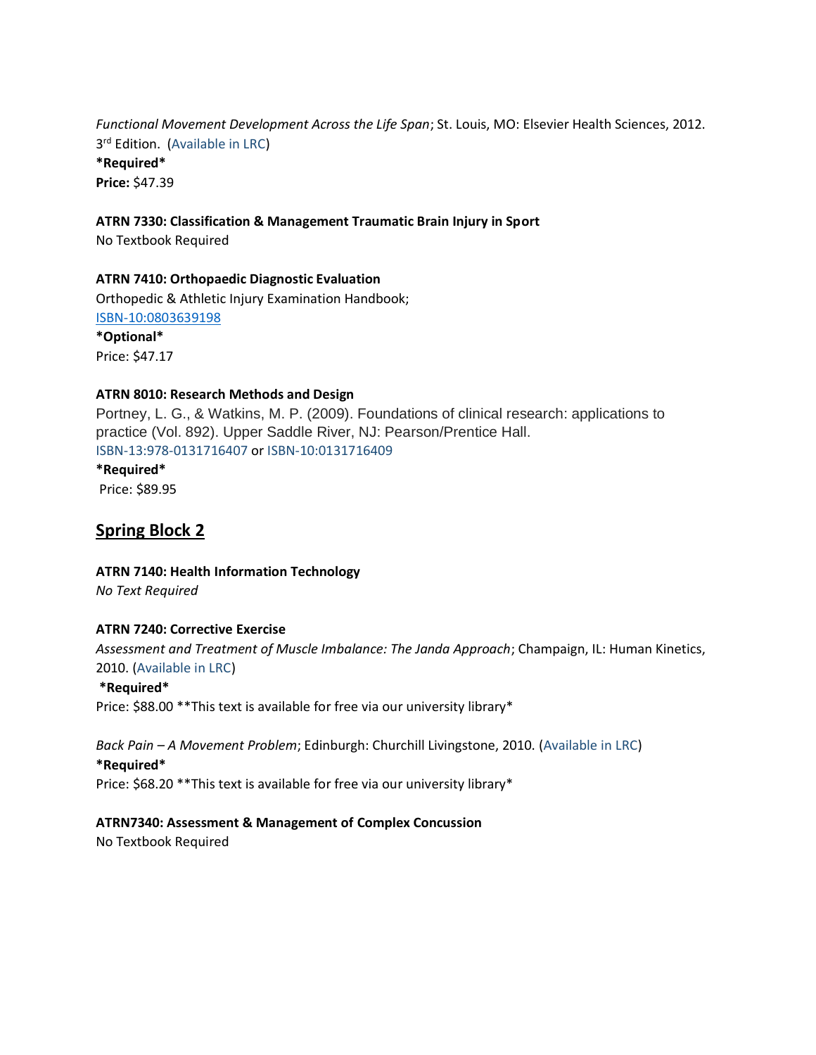*Functional Movement Development Across the Life Span*; St. Louis, MO: Elsevier Health Sciences, 2012. 3rd Edition. (Available in LRC)
**\*Required\***
**Price:** $47.39

**ATRN 7330: Classification & Management Traumatic Brain Injury in Sport**
No Textbook Required

**ATRN 7410: Orthopaedic Diagnostic Evaluation**
Orthopedic & Athletic Injury Examination Handbook;
ISBN-10:0803639198
**\*Optional\***
Price: $47.17

**ATRN 8010: Research Methods and Design**
Portney, L. G., & Watkins, M. P. (2009). Foundations of clinical research: applications to practice (Vol. 892). Upper Saddle River, NJ: Pearson/Prentice Hall.
ISBN-13:978-0131716407 or ISBN-10:0131716409
**\*Required\***
Price: $89.95

## Spring Block 2

**ATRN 7140: Health Information Technology**
*No Text Required*

**ATRN 7240: Corrective Exercise**
*Assessment and Treatment of Muscle Imbalance: The Janda Approach*; Champaign, IL: Human Kinetics, 2010. (Available in LRC)
**\*Required\***
Price: $88.00 **This text is available for free via our university library*

*Back Pain – A Movement Problem*; Edinburgh: Churchill Livingstone, 2010. (Available in LRC)
**\*Required\***
Price: $68.20 **This text is available for free via our university library*

**ATRN7340: Assessment & Management of Complex Concussion**
No Textbook Required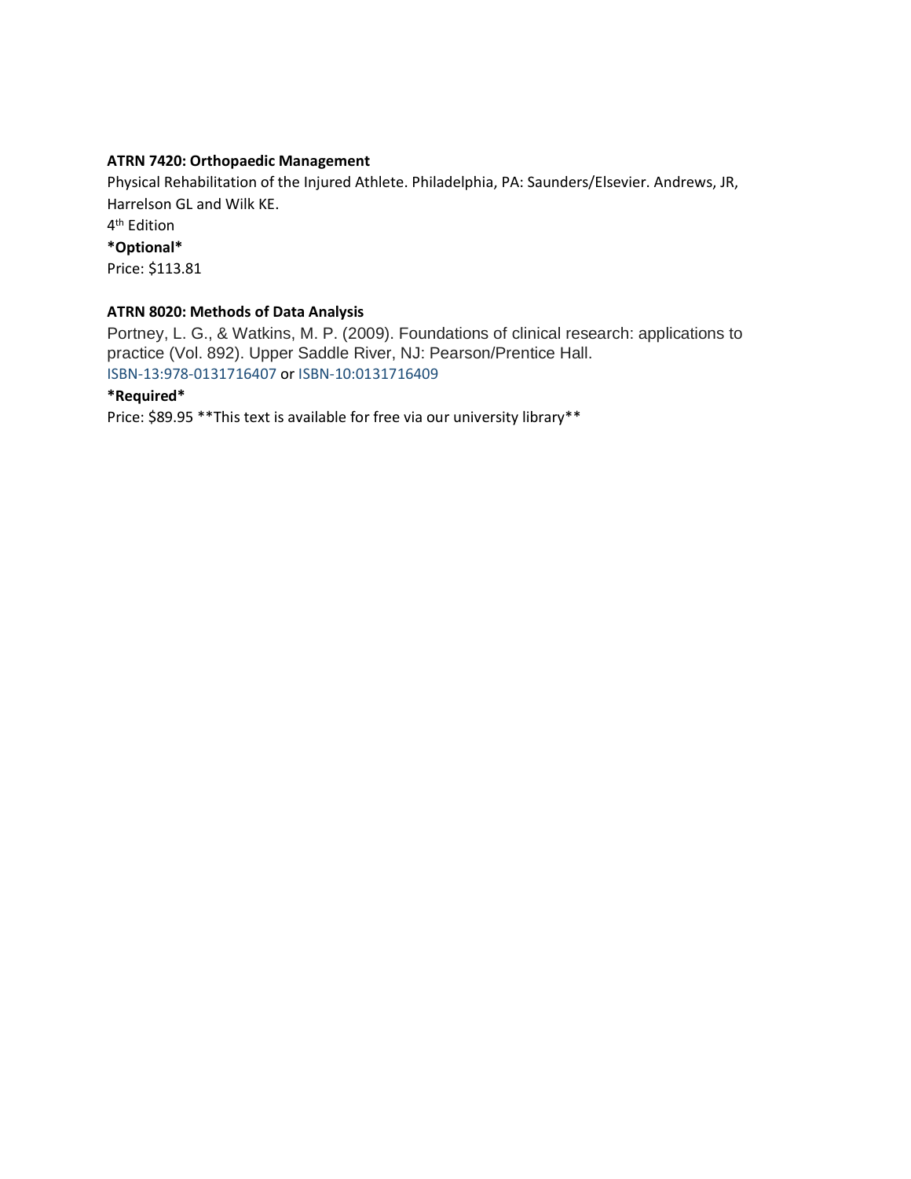**ATRN 7420: Orthopaedic Management**

Physical Rehabilitation of the Injured Athlete. Philadelphia, PA: Saunders/Elsevier. Andrews, JR, Harrelson GL and Wilk KE.

4th Edition

***Optional***

Price: $113.81

**ATRN 8020: Methods of Data Analysis**

Portney, L. G., & Watkins, M. P. (2009). Foundations of clinical research: applications to practice (Vol. 892). Upper Saddle River, NJ: Pearson/Prentice Hall.

ISBN-13:978-0131716407 or ISBN-10:0131716409

***Required***

Price: $89.95 **This text is available for free via our university library**